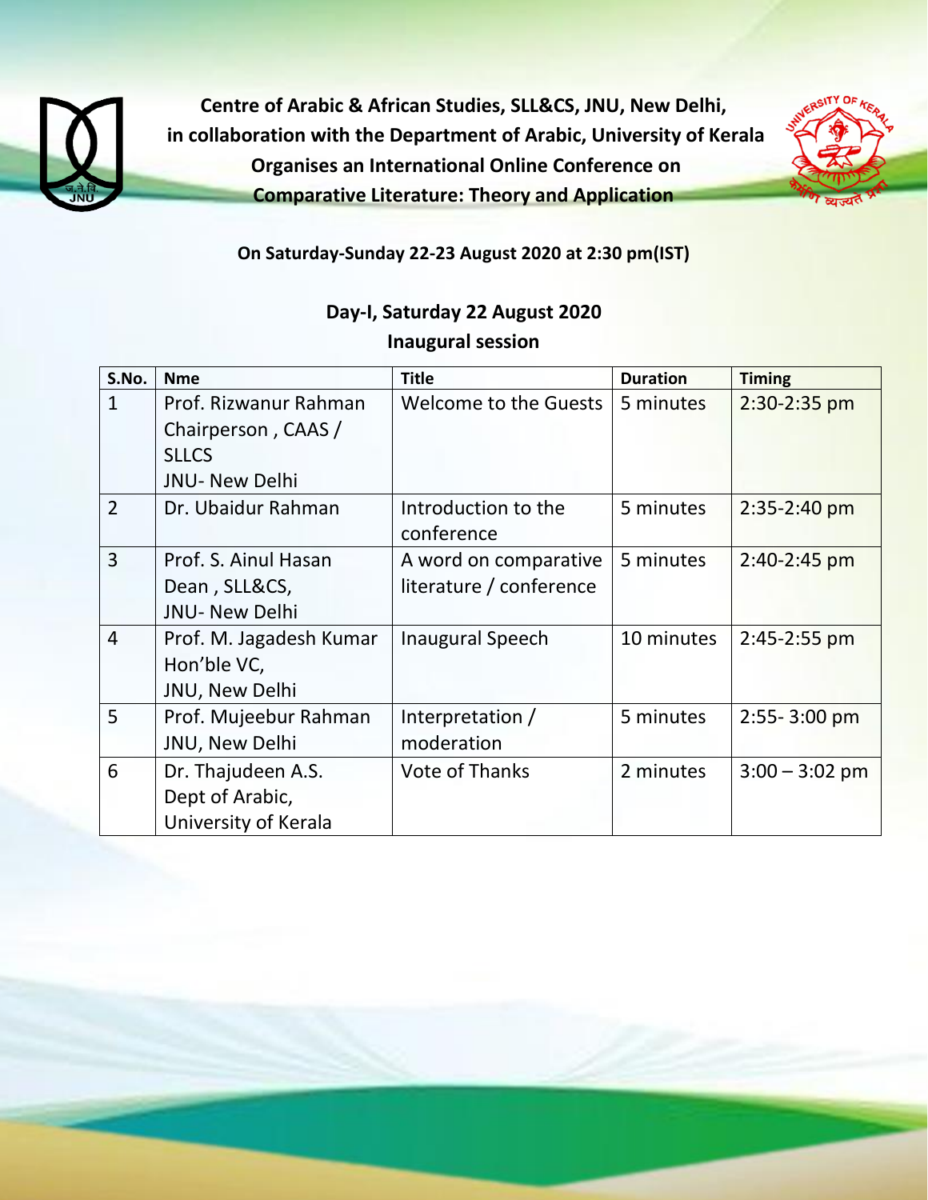**Centre of Arabic & African Studies, SLL&CS, JNU, New Delhi,**
**in collaboration with the Department of Arabic, University of Kerala**
**Organises an International Online Conference on**
**Comparative Literature: Theory and Application**

**On Saturday-Sunday 22-23 August 2020 at 2:30 pm(IST)**

## Day-I, Saturday 22 August 2020

### Inaugural session

| S.No. | Nme | Title | Duration | Timing |
|---|---|---|---|---|
| 1 | Prof. Rizwanur Rahman Chairperson , CAAS / SLLCS JNU- New Delhi | Welcome to the Guests | 5 minutes | 2:30-2:35 pm |
| 2 | Dr. Ubaidur Rahman | Introduction to the conference | 5 minutes | 2:35-2:40 pm |
| 3 | Prof. S. Ainul Hasan Dean , SLL&CS, JNU- New Delhi | A word on comparative literature / conference | 5 minutes | 2:40-2:45 pm |
| 4 | Prof. M. Jagadesh Kumar Hon'ble VC, JNU, New Delhi | Inaugural Speech | 10 minutes | 2:45-2:55 pm |
| 5 | Prof. Mujeebur Rahman JNU, New Delhi | Interpretation / moderation | 5 minutes | 2:55- 3:00 pm |
| 6 | Dr. Thajudeen A.S. Dept of Arabic, University of Kerala | Vote of Thanks | 2 minutes | 3:00 – 3:02 pm |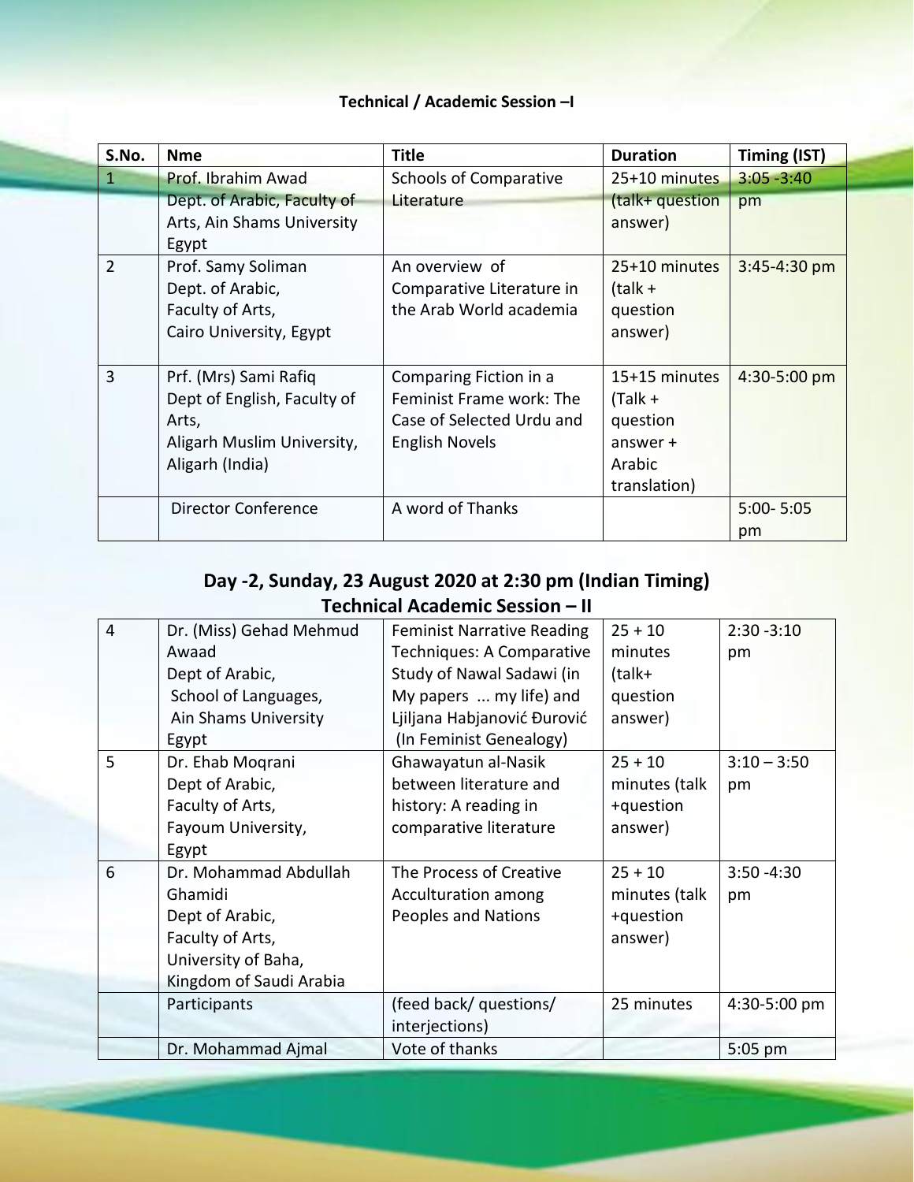**Technical / Academic Session –I**

| S.No. | Nme | Title | Duration | Timing (IST) |
|---|---|---|---|---|
| 1 | Prof. Ibrahim Awad Dept. of Arabic, Faculty of Arts, Ain Shams University Egypt | Schools of Comparative Literature | 25+10 minutes (talk+ question answer) | 3:05 -3:40 pm |
| 2 | Prof. Samy Soliman Dept. of Arabic, Faculty of Arts, Cairo University, Egypt | An overview of Comparative Literature in the Arab World academia | 25+10 minutes (talk + question answer) | 3:45-4:30 pm |
| 3 | Prf. (Mrs) Sami Rafiq Dept of English, Faculty of Arts, Aligarh Muslim University, Aligarh (India) | Comparing Fiction in a Feminist Frame work: The Case of Selected Urdu and English Novels | 15+15 minutes (Talk + question answer + Arabic translation) | 4:30-5:00 pm |
| | Director Conference | A word of Thanks | | 5:00- 5:05 pm |

## Day -2, Sunday, 23 August 2020 at 2:30 pm (Indian Timing)

**Technical Academic Session – II**

| | | | | |
|---|---|---|---|---|
| 4 | Dr. (Miss) Gehad Mehmud Awaad Dept of Arabic, School of Languages, Ain Shams University Egypt | Feminist Narrative Reading Techniques: A Comparative Study of Nawal Sadawi (in My papers ... my life) and Ljiljana Habjanović Đurović (In Feminist Genealogy) | 25 + 10 minutes (talk+ question answer) | 2:30 -3:10 pm |
| 5 | Dr. Ehab Moqrani Dept of Arabic, Faculty of Arts, Fayoum University, Egypt | Ghawayatun al-Nasik between literature and history: A reading in comparative literature | 25 + 10 minutes (talk +question answer) | 3:10 – 3:50 pm |
| 6 | Dr. Mohammad Abdullah Ghamidi Dept of Arabic, Faculty of Arts, University of Baha, Kingdom of Saudi Arabia | The Process of Creative Acculturation among Peoples and Nations | 25 + 10 minutes (talk +question answer) | 3:50 -4:30 pm |
| | Participants | (feed back/ questions/ interjections) | 25 minutes | 4:30-5:00 pm |
| | Dr. Mohammad Ajmal | Vote of thanks | | 5:05 pm |